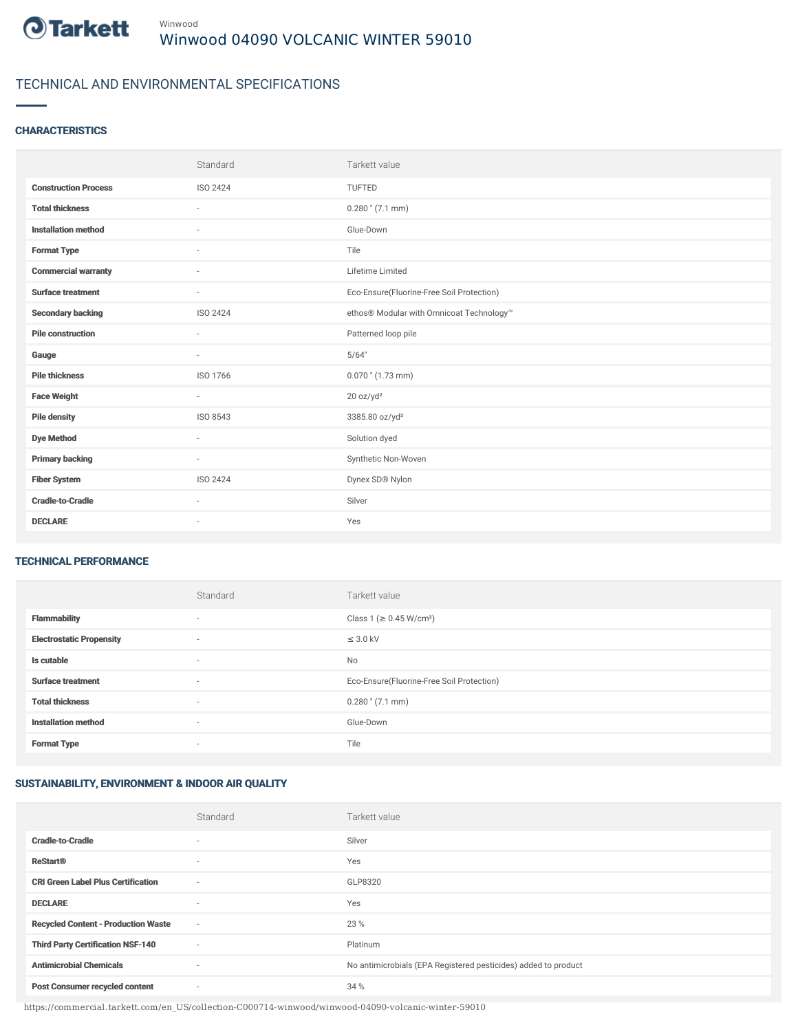Tarkett

Winwood

# Winwood 04090 VOLCANIC WINTER 59010

## TECHNICAL AND ENVIRONMENTAL SPECIFICATIONS

### CHARACTERISTICS

| | Standard | Tarkett value |
|---|---|---|
| **Construction Process** | ISO 2424 | TUFTED |
| **Total thickness** | - | 0.280 " (7.1 mm) |
| **Installation method** | - | Glue-Down |
| **Format Type** | - | Tile |
| **Commercial warranty** | - | Lifetime Limited |
| **Surface treatment** | - | Eco-Ensure(Fluorine-Free Soil Protection) |
| **Secondary backing** | ISO 2424 | ethos® Modular with Omnicoat Technology™ |
| **Pile construction** | - | Patterned loop pile |
| **Gauge** | - | 5/64" |
| **Pile thickness** | ISO 1766 | 0.070 " (1.73 mm) |
| **Face Weight** | - | 20 oz/yd² |
| **Pile density** | ISO 8543 | 3385.80 oz/yd³ |
| **Dye Method** | - | Solution dyed |
| **Primary backing** | - | Synthetic Non-Woven |
| **Fiber System** | ISO 2424 | Dynex SD® Nylon |
| **Cradle-to-Cradle** | - | Silver |
| **DECLARE** | - | Yes |

### TECHNICAL PERFORMANCE

| | Standard | Tarkett value |
|---|---|---|
| **Flammability** | - | Class 1 (≥ 0.45 W/cm²) |
| **Electrostatic Propensity** | - | ≤ 3.0 kV |
| **Is cutable** | - | No |
| **Surface treatment** | - | Eco-Ensure(Fluorine-Free Soil Protection) |
| **Total thickness** | - | 0.280 " (7.1 mm) |
| **Installation method** | - | Glue-Down |
| **Format Type** | - | Tile |

### SUSTAINABILITY, ENVIRONMENT & INDOOR AIR QUALITY

| | Standard | Tarkett value |
|---|---|---|
| **Cradle-to-Cradle** | - | Silver |
| **ReStart®** | - | Yes |
| **CRI Green Label Plus Certification** | - | GLP8320 |
| **DECLARE** | - | Yes |
| **Recycled Content - Production Waste** | - | 23 % |
| **Third Party Certification NSF-140** | - | Platinum |
| **Antimicrobial Chemicals** | - | No antimicrobials (EPA Registered pesticides) added to product |
| **Post Consumer recycled content** | - | 34 % |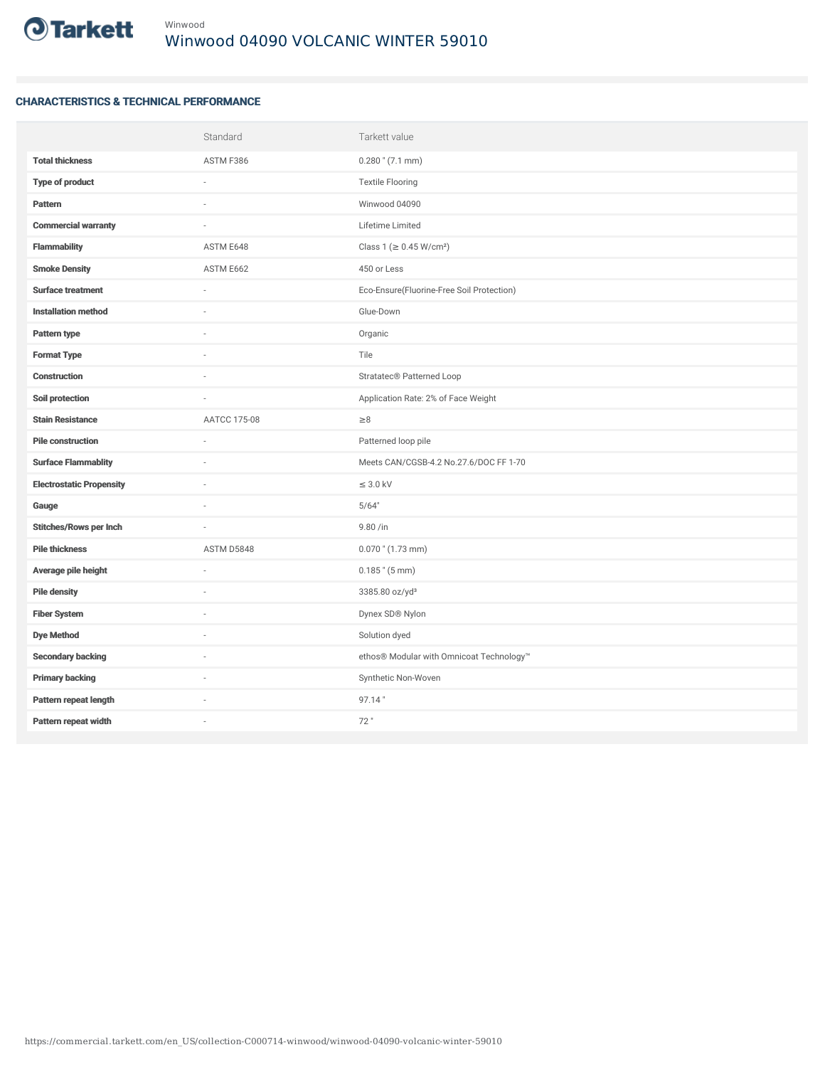Winwood

# Winwood 04090 VOLCANIC WINTER 59010

## CHARACTERISTICS & TECHNICAL PERFORMANCE

| | Standard | Tarkett value |
|---|---|---|
| **Total thickness** | ASTM F386 | 0.280 " (7.1 mm) |
| **Type of product** | - | Textile Flooring |
| **Pattern** | - | Winwood 04090 |
| **Commercial warranty** | - | Lifetime Limited |
| **Flammability** | ASTM E648 | Class 1 (≥ 0.45 W/cm²) |
| **Smoke Density** | ASTM E662 | 450 or Less |
| **Surface treatment** | - | Eco-Ensure(Fluorine-Free Soil Protection) |
| **Installation method** | - | Glue-Down |
| **Pattern type** | - | Organic |
| **Format Type** | - | Tile |
| **Construction** | - | Stratatec® Patterned Loop |
| **Soil protection** | - | Application Rate: 2% of Face Weight |
| **Stain Resistance** | AATCC 175-08 | ≥8 |
| **Pile construction** | - | Patterned loop pile |
| **Surface Flammablity** | - | Meets CAN/CGSB-4.2 No.27.6/DOC FF 1-70 |
| **Electrostatic Propensity** | - | ≤ 3.0 kV |
| **Gauge** | - | 5/64" |
| **Stitches/Rows per Inch** | - | 9.80 /in |
| **Pile thickness** | ASTM D5848 | 0.070 " (1.73 mm) |
| **Average pile height** | - | 0.185 " (5 mm) |
| **Pile density** | - | 3385.80 oz/yd³ |
| **Fiber System** | - | Dynex SD® Nylon |
| **Dye Method** | - | Solution dyed |
| **Secondary backing** | - | ethos® Modular with Omnicoat Technology™ |
| **Primary backing** | - | Synthetic Non-Woven |
| **Pattern repeat length** | - | 97.14 " |
| **Pattern repeat width** | - | 72 " |

https://commercial.tarkett.com/en_US/collection-C000714-winwood/winwood-04090-volcanic-winter-59010